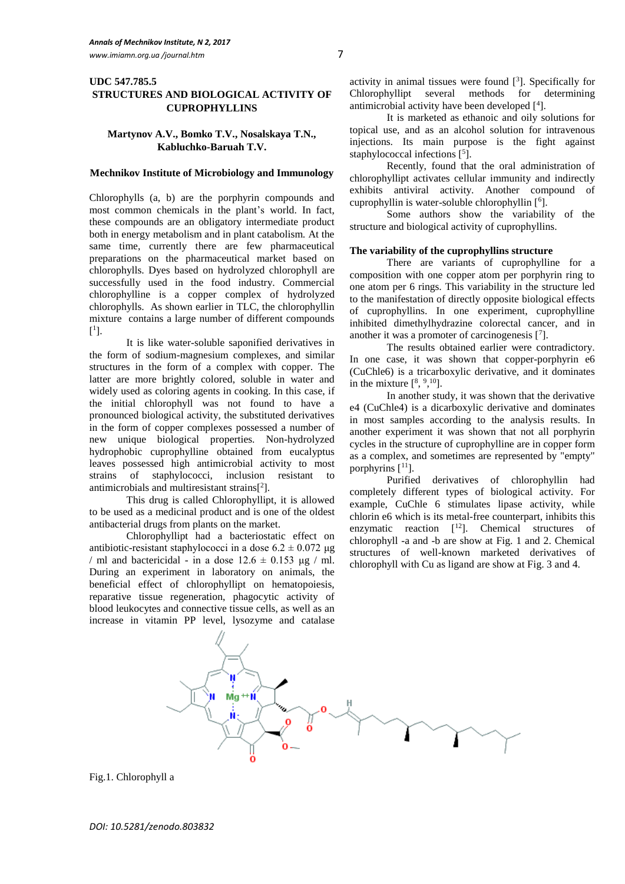UDC 547.785.5

# STRUCTURES AND BIOLOGICAL ACTIVITY OF CUPROPHYLLINS

**Martynov A.V., Bomko T.V., Nosalskaya T.N., Kabluchko-Baruah T.V.**

**Mechnikov Institute of Microbiology and Immunology**

Chlorophylls (a, b) are the porphyrin compounds and most common chemicals in the plant's world. In fact, these compounds are an obligatory intermediate product both in energy metabolism and in plant catabolism. At the same time, currently there are few pharmaceutical preparations on the pharmaceutical market based on chlorophylls. Dyes based on hydrolyzed chlorophyll are successfully used in the food industry. Commercial chlorophylline is a copper complex of hydrolyzed chlorophylls. As shown earlier in TLC, the chlorophyllin mixture contains a large number of different compounds [1].

It is like water-soluble saponified derivatives in the form of sodium-magnesium complexes, and similar structures in the form of a complex with copper. The latter are more brightly colored, soluble in water and widely used as coloring agents in cooking. In this case, if the initial chlorophyll was not found to have a pronounced biological activity, the substituted derivatives in the form of copper complexes possessed a number of new unique biological properties. Non-hydrolyzed hydrophobic cuprophylline obtained from eucalyptus leaves possessed high antimicrobial activity to most strains of staphylococci, inclusion resistant to antimicrobials and multiresistant strains[2].

This drug is called Chlorophyllipt, it is allowed to be used as a medicinal product and is one of the oldest antibacterial drugs from plants on the market.

Chlorophyllipt had a bacteriostatic effect on antibiotic-resistant staphylococci in a dose $6.2 \pm 0.072$ μg / ml and bactericidal - in a dose $12.6 \pm 0.153$ μg / ml. During an experiment in laboratory on animals, the beneficial effect of chlorophyllipt on hematopoiesis, reparative tissue regeneration, phagocytic activity of blood leukocytes and connective tissue cells, as well as an increase in vitamin PP level, lysozyme and catalase activity in animal tissues were found [3]. Specifically for Chlorophyllipt several methods for determining antimicrobial activity have been developed [4].

It is marketed as ethanoic and oily solutions for topical use, and as an alcohol solution for intravenous injections. Its main purpose is the fight against staphylococcal infections [5].

Recently, found that the oral administration of chlorophyllipt activates cellular immunity and indirectly exhibits antiviral activity. Another compound of cuprophyllin is water-soluble chlorophyllin [6].

Some authors show the variability of the structure and biological activity of cuprophyllins.

## The variability of the cuprophyllins structure

There are variants of cuprophylline for a composition with one copper atom per porphyrin ring to one atom per 6 rings. This variability in the structure led to the manifestation of directly opposite biological effects of cuprophyllins. In one experiment, cuprophylline inhibited dimethylhydrazine colorectal cancer, and in another it was a promoter of carcinogenesis [7].

The results obtained earlier were contradictory. In one case, it was shown that copper-porphyrin e6 (CuChle6) is a tricarboxylic derivative, and it dominates in the mixture [8, 9,10].

In another study, it was shown that the derivative e4 (CuChle4) is a dicarboxylic derivative and dominates in most samples according to the analysis results. In another experiment it was shown that not all porphyrin cycles in the structure of cuprophylline are in copper form as a complex, and sometimes are represented by "empty" porphyrins [11].

Purified derivatives of chlorophyllin had completely different types of biological activity. For example, CuChle 6 stimulates lipase activity, while chlorin e6 which is its metal-free counterpart, inhibits this enzymatic reaction [12]. Chemical structures of chlorophyll -a and -b are show at Fig. 1 and 2. Chemical structures of well-known marketed derivatives of chlorophyll with Cu as ligand are show at Fig. 3 and 4.

Fig.1. Chlorophyll a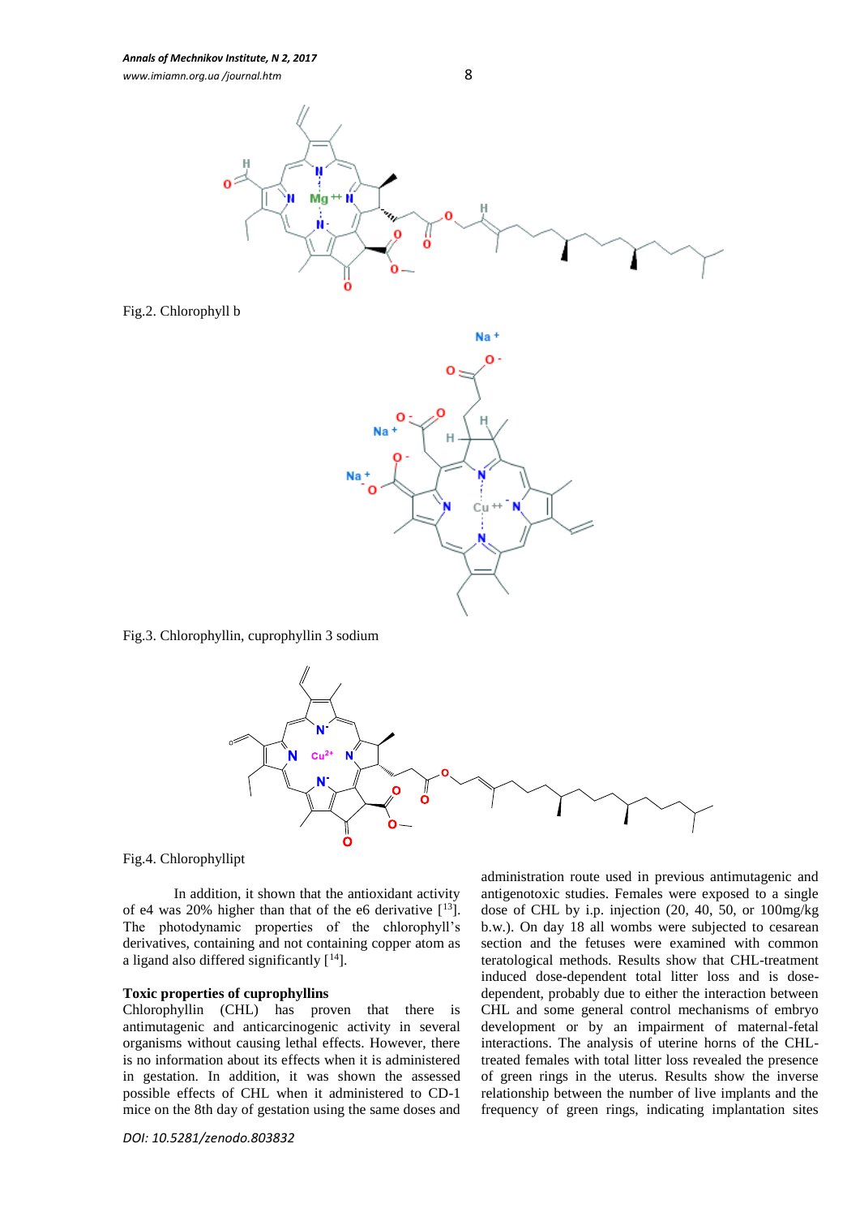Fig.2. Chlorophyll b

Fig.3. Chlorophyllin, cuprophyllin 3 sodium

Fig.4. Chlorophyllipt

In addition, it shown that the antioxidant activity of e4 was 20% higher than that of the e6 derivative [13]. The photodynamic properties of the chlorophyll's derivatives, containing and not containing copper atom as a ligand also differed significantly [14].

**Toxic properties of cuprophyllins**

Chlorophyllin (CHL) has proven that there is antimutagenic and anticarcinogenic activity in several organisms without causing lethal effects. However, there is no information about its effects when it is administered in gestation. In addition, it was shown the assessed possible effects of CHL when it administered to CD-1 mice on the 8th day of gestation using the same doses and administration route used in previous antimutagenic and antigenotoxic studies. Females were exposed to a single dose of CHL by i.p. injection (20, 40, 50, or 100mg/kg b.w.). On day 18 all wombs were subjected to cesarean section and the fetuses were examined with common teratological methods. Results show that CHL-treatment induced dose-dependent total litter loss and is dose-dependent, probably due to either the interaction between CHL and some general control mechanisms of embryo development or by an impairment of maternal-fetal interactions. The analysis of uterine horns of the CHL-treated females with total litter loss revealed the presence of green rings in the uterus. Results show the inverse relationship between the number of live implants and the frequency of green rings, indicating implantation sites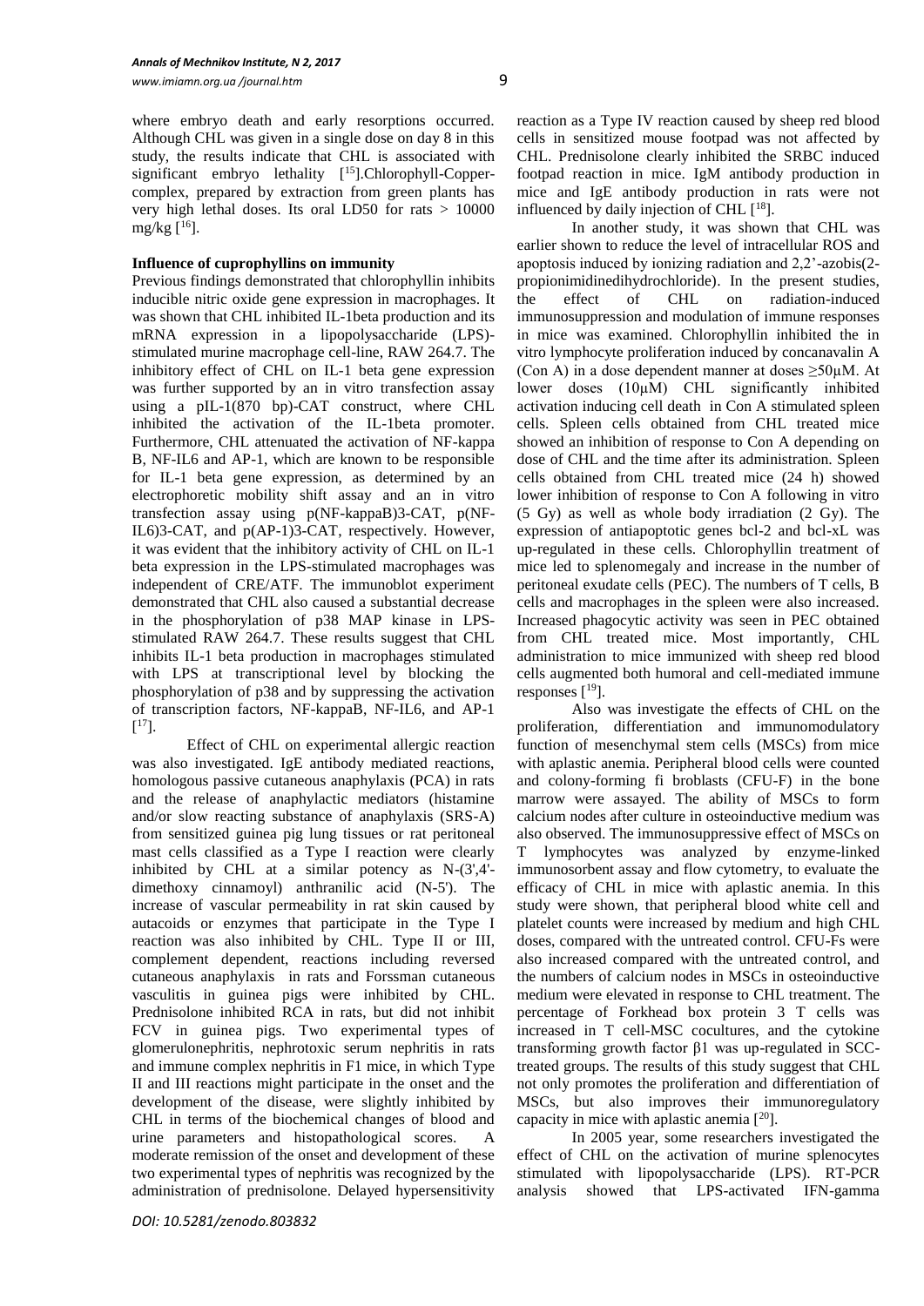where embryo death and early resorptions occurred. Although CHL was given in a single dose on day 8 in this study, the results indicate that CHL is associated with significant embryo lethality [15].Chlorophyll-Copper-complex, prepared by extraction from green plants has very high lethal doses. Its oral LD50 for rats > 10000 mg/kg [16].

**Influence of cuprophyllins on immunity**

Previous findings demonstrated that chlorophyllin inhibits inducible nitric oxide gene expression in macrophages. It was shown that CHL inhibited IL-1beta production and its mRNA expression in a lipopolysaccharide (LPS)-stimulated murine macrophage cell-line, RAW 264.7. The inhibitory effect of CHL on IL-1 beta gene expression was further supported by an in vitro transfection assay using a pIL-1(870 bp)-CAT construct, where CHL inhibited the activation of the IL-1beta promoter. Furthermore, CHL attenuated the activation of NF-kappa B, NF-IL6 and AP-1, which are known to be responsible for IL-1 beta gene expression, as determined by an electrophoretic mobility shift assay and an in vitro transfection assay using p(NF-kappaB)3-CAT, p(NF-IL6)3-CAT, and p(AP-1)3-CAT, respectively. However, it was evident that the inhibitory activity of CHL on IL-1 beta expression in the LPS-stimulated macrophages was independent of CRE/ATF. The immunoblot experiment demonstrated that CHL also caused a substantial decrease in the phosphorylation of p38 MAP kinase in LPS-stimulated RAW 264.7. These results suggest that CHL inhibits IL-1 beta production in macrophages stimulated with LPS at transcriptional level by blocking the phosphorylation of p38 and by suppressing the activation of transcription factors, NF-kappaB, NF-IL6, and AP-1 [17].

Effect of CHL on experimental allergic reaction was also investigated. IgE antibody mediated reactions, homologous passive cutaneous anaphylaxis (PCA) in rats and the release of anaphylactic mediators (histamine and/or slow reacting substance of anaphylaxis (SRS-A) from sensitized guinea pig lung tissues or rat peritoneal mast cells classified as a Type I reaction were clearly inhibited by CHL at a similar potency as N-(3',4'-dimethoxy cinnamoyl) anthranilic acid (N-5'). The increase of vascular permeability in rat skin caused by autacoids or enzymes that participate in the Type I reaction was also inhibited by CHL. Type II or III, complement dependent, reactions including reversed cutaneous anaphylaxis in rats and Forssman cutaneous vasculitis in guinea pigs were inhibited by CHL. Prednisolone inhibited RCA in rats, but did not inhibit FCV in guinea pigs. Two experimental types of glomerulonephritis, nephrotoxic serum nephritis in rats and immune complex nephritis in F1 mice, in which Type II and III reactions might participate in the onset and the development of the disease, were slightly inhibited by CHL in terms of the biochemical changes of blood and urine parameters and histopathological scores. A moderate remission of the onset and development of these two experimental types of nephritis was recognized by the administration of prednisolone. Delayed hypersensitivity reaction as a Type IV reaction caused by sheep red blood cells in sensitized mouse footpad was not affected by CHL. Prednisolone clearly inhibited the SRBC induced footpad reaction in mice. IgM antibody production in mice and IgE antibody production in rats were not influenced by daily injection of CHL [18].

In another study, it was shown that CHL was earlier shown to reduce the level of intracellular ROS and apoptosis induced by ionizing radiation and 2,2'-azobis(2-propionimidinedihydrochloride). In the present studies, the effect of CHL on radiation-induced immunosuppression and modulation of immune responses in mice was examined. Chlorophyllin inhibited the in vitro lymphocyte proliferation induced by concanavalin A (Con A) in a dose dependent manner at doses ≥50μM. At lower doses (10μM) CHL significantly inhibited activation inducing cell death in Con A stimulated spleen cells. Spleen cells obtained from CHL treated mice showed an inhibition of response to Con A depending on dose of CHL and the time after its administration. Spleen cells obtained from CHL treated mice (24 h) showed lower inhibition of response to Con A following in vitro (5 Gy) as well as whole body irradiation (2 Gy). The expression of antiapoptotic genes bcl-2 and bcl-xL was up-regulated in these cells. Chlorophyllin treatment of mice led to splenomegaly and increase in the number of peritoneal exudate cells (PEC). The numbers of T cells, B cells and macrophages in the spleen were also increased. Increased phagocytic activity was seen in PEC obtained from CHL treated mice. Most importantly, CHL administration to mice immunized with sheep red blood cells augmented both humoral and cell-mediated immune responses [19].

Also was investigate the effects of CHL on the proliferation, differentiation and immunomodulatory function of mesenchymal stem cells (MSCs) from mice with aplastic anemia. Peripheral blood cells were counted and colony-forming fi broblasts (CFU-F) in the bone marrow were assayed. The ability of MSCs to form calcium nodes after culture in osteoinductive medium was also observed. The immunosuppressive effect of MSCs on T lymphocytes was analyzed by enzyme-linked immunosorbent assay and flow cytometry, to evaluate the efficacy of CHL in mice with aplastic anemia. In this study were shown, that peripheral blood white cell and platelet counts were increased by medium and high CHL doses, compared with the untreated control. CFU-Fs were also increased compared with the untreated control, and the numbers of calcium nodes in MSCs in osteoinductive medium were elevated in response to CHL treatment. The percentage of Forkhead box protein 3 T cells was increased in T cell-MSC cocultures, and the cytokine transforming growth factor β1 was up-regulated in SCC-treated groups. The results of this study suggest that CHL not only promotes the proliferation and differentiation of MSCs, but also improves their immunoregulatory capacity in mice with aplastic anemia [20].

In 2005 year, some researchers investigated the effect of CHL on the activation of murine splenocytes stimulated with lipopolysaccharide (LPS). RT-PCR analysis showed that LPS-activated IFN-gamma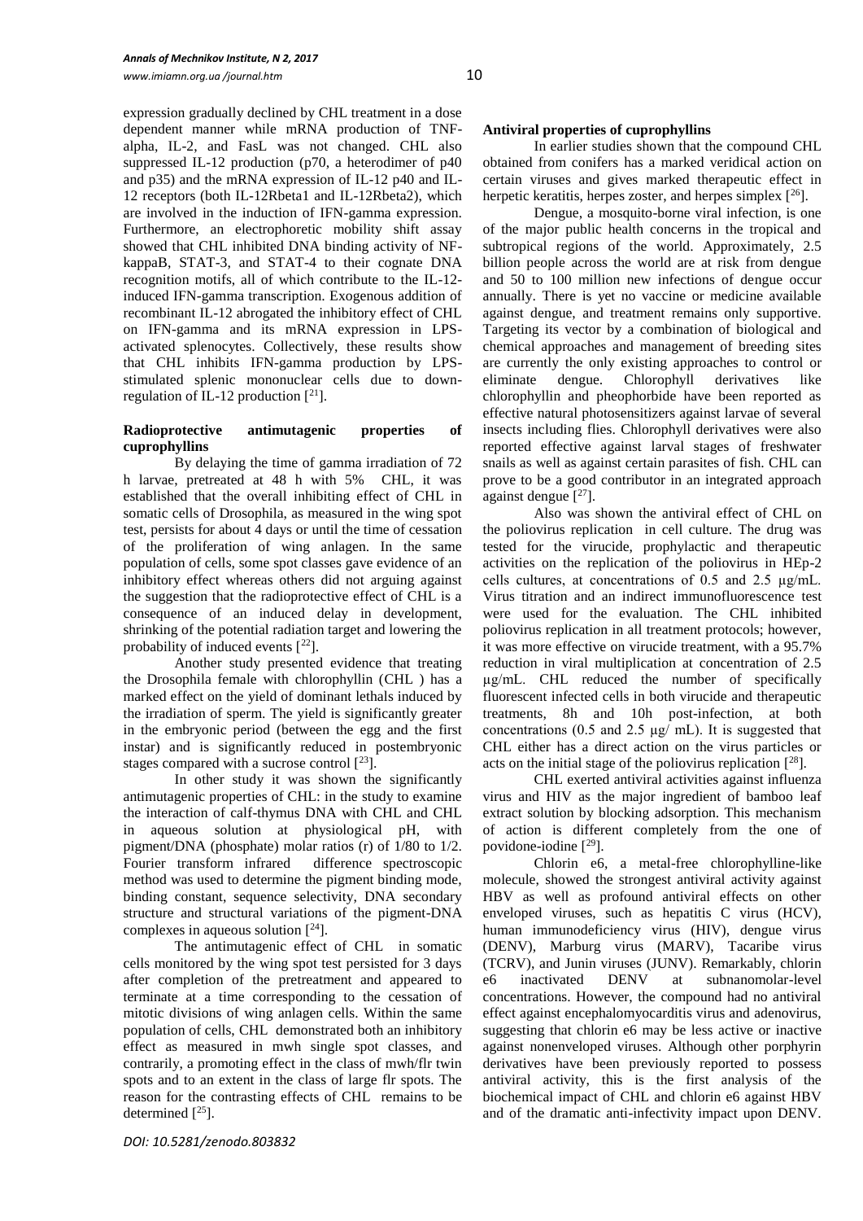expression gradually declined by CHL treatment in a dose dependent manner while mRNA production of TNF-alpha, IL-2, and FasL was not changed. CHL also suppressed IL-12 production (p70, a heterodimer of p40 and p35) and the mRNA expression of IL-12 p40 and IL-12 receptors (both IL-12Rbeta1 and IL-12Rbeta2), which are involved in the induction of IFN-gamma expression. Furthermore, an electrophoretic mobility shift assay showed that CHL inhibited DNA binding activity of NF-kappaB, STAT-3, and STAT-4 to their cognate DNA recognition motifs, all of which contribute to the IL-12-induced IFN-gamma transcription. Exogenous addition of recombinant IL-12 abrogated the inhibitory effect of CHL on IFN-gamma and its mRNA expression in LPS-activated splenocytes. Collectively, these results show that CHL inhibits IFN-gamma production by LPS-stimulated splenic mononuclear cells due to down-regulation of IL-12 production [21].

**Radioprotective antimutagenic properties of cuprophyllins**

By delaying the time of gamma irradiation of 72 h larvae, pretreated at 48 h with 5% CHL, it was established that the overall inhibiting effect of CHL in somatic cells of Drosophila, as measured in the wing spot test, persists for about 4 days or until the time of cessation of the proliferation of wing anlagen. In the same population of cells, some spot classes gave evidence of an inhibitory effect whereas others did not arguing against the suggestion that the radioprotective effect of CHL is a consequence of an induced delay in development, shrinking of the potential radiation target and lowering the probability of induced events [22].

Another study presented evidence that treating the Drosophila female with chlorophyllin (CHL ) has a marked effect on the yield of dominant lethals induced by the irradiation of sperm. The yield is significantly greater in the embryonic period (between the egg and the first instar) and is significantly reduced in postembryonic stages compared with a sucrose control [23].

In other study it was shown the significantly antimutagenic properties of CHL: in the study to examine the interaction of calf-thymus DNA with CHL and CHL in aqueous solution at physiological pH, with pigment/DNA (phosphate) molar ratios (r) of 1/80 to 1/2. Fourier transform infrared difference spectroscopic method was used to determine the pigment binding mode, binding constant, sequence selectivity, DNA secondary structure and structural variations of the pigment-DNA complexes in aqueous solution [24].

The antimutagenic effect of CHL in somatic cells monitored by the wing spot test persisted for 3 days after completion of the pretreatment and appeared to terminate at a time corresponding to the cessation of mitotic divisions of wing anlagen cells. Within the same population of cells, CHL demonstrated both an inhibitory effect as measured in mwh single spot classes, and contrarily, a promoting effect in the class of mwh/flr twin spots and to an extent in the class of large flr spots. The reason for the contrasting effects of CHL remains to be determined [25].

**Antiviral properties of cuprophyllins**

In earlier studies shown that the compound CHL obtained from conifers has a marked veridical action on certain viruses and gives marked therapeutic effect in herpetic keratitis, herpes zoster, and herpes simplex [26].

Dengue, a mosquito-borne viral infection, is one of the major public health concerns in the tropical and subtropical regions of the world. Approximately, 2.5 billion people across the world are at risk from dengue and 50 to 100 million new infections of dengue occur annually. There is yet no vaccine or medicine available against dengue, and treatment remains only supportive. Targeting its vector by a combination of biological and chemical approaches and management of breeding sites are currently the only existing approaches to control or eliminate dengue. Chlorophyll derivatives like chlorophyllin and pheophorbide have been reported as effective natural photosensitizers against larvae of several insects including flies. Chlorophyll derivatives were also reported effective against larval stages of freshwater snails as well as against certain parasites of fish. CHL can prove to be a good contributor in an integrated approach against dengue [27].

Also was shown the antiviral effect of CHL on the poliovirus replication in cell culture. The drug was tested for the virucide, prophylactic and therapeutic activities on the replication of the poliovirus in HEp-2 cells cultures, at concentrations of 0.5 and 2.5 µg/mL. Virus titration and an indirect immunofluorescence test were used for the evaluation. The CHL inhibited poliovirus replication in all treatment protocols; however, it was more effective on virucide treatment, with a 95.7% reduction in viral multiplication at concentration of 2.5 µg/mL. CHL reduced the number of specifically fluorescent infected cells in both virucide and therapeutic treatments, 8h and 10h post-infection, at both concentrations (0.5 and 2.5 µg/ mL). It is suggested that CHL either has a direct action on the virus particles or acts on the initial stage of the poliovirus replication [28].

CHL exerted antiviral activities against influenza virus and HIV as the major ingredient of bamboo leaf extract solution by blocking adsorption. This mechanism of action is different completely from the one of povidone-iodine [29].

Chlorin e6, a metal-free chlorophylline-like molecule, showed the strongest antiviral activity against HBV as well as profound antiviral effects on other enveloped viruses, such as hepatitis C virus (HCV), human immunodeficiency virus (HIV), dengue virus (DENV), Marburg virus (MARV), Tacaribe virus (TCRV), and Junin viruses (JUNV). Remarkably, chlorin e6 inactivated DENV at subnanomolar-level concentrations. However, the compound had no antiviral effect against encephalomyocarditis virus and adenovirus, suggesting that chlorin e6 may be less active or inactive against nonenveloped viruses. Although other porphyrin derivatives have been previously reported to possess antiviral activity, this is the first analysis of the biochemical impact of CHL and chlorin e6 against HBV and of the dramatic anti-infectivity impact upon DENV.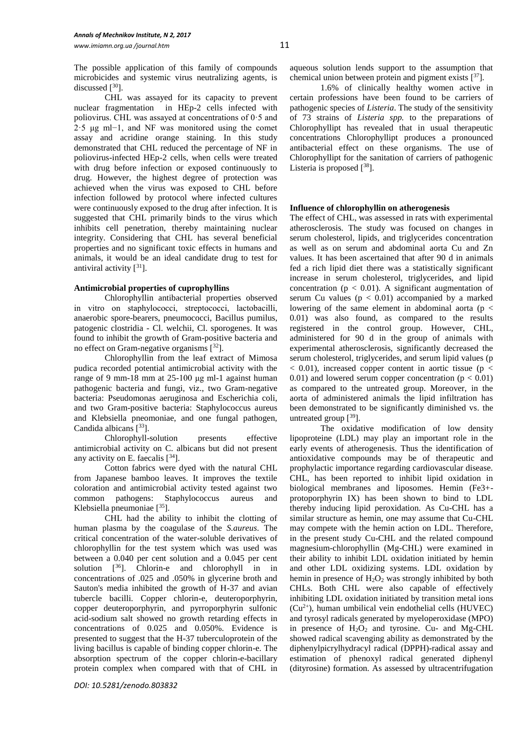The possible application of this family of compounds microbicides and systemic virus neutralizing agents, is discussed [30].

CHL was assayed for its capacity to prevent nuclear fragmentation in HEp-2 cells infected with poliovirus. CHL was assayed at concentrations of 0·5 and 2·5 μg ml−1, and NF was monitored using the comet assay and acridine orange staining. In this study demonstrated that CHL reduced the percentage of NF in poliovirus-infected HEp-2 cells, when cells were treated with drug before infection or exposed continuously to drug. However, the highest degree of protection was achieved when the virus was exposed to CHL before infection followed by protocol where infected cultures were continuously exposed to the drug after infection. It is suggested that CHL primarily binds to the virus which inhibits cell penetration, thereby maintaining nuclear integrity. Considering that CHL has several beneficial properties and no significant toxic effects in humans and animals, it would be an ideal candidate drug to test for antiviral activity [31].

### Antimicrobial properties of cuprophyllins

Chlorophyllin antibacterial properties observed in vitro on staphylococci, streptococci, lactobacilli, anaerobic spore-bearers, pneumococci, Bacillus pumilus, patogenic clostridia - Cl. welchii, Cl. sporogenes. It was found to inhibit the growth of Gram-positive bacteria and no effect on Gram-negative organisms [32].

Chlorophyllin from the leaf extract of Mimosa pudica recorded potential antimicrobial activity with the range of 9 mm-18 mm at 25-100 μg ml-1 against human pathogenic bacteria and fungi, viz., two Gram-negative bacteria: Pseudomonas aeruginosa and Escherichia coli, and two Gram-positive bacteria: Staphylococcus aureus and Klebsiella pneomoniae, and one fungal pathogen, Candida albicans [33].

Chlorophyll-solution presents effective antimicrobial activity on C. albicans but did not present any activity on E. faecalis [34].

Cotton fabrics were dyed with the natural CHL from Japanese bamboo leaves. It improves the textile coloration and antimicrobial activity tested against two common pathogens: Staphylococcus aureus and Klebsiella pneumoniae [35].

CHL had the ability to inhibit the clotting of human plasma by the coagulase of the *S.aureus*. The critical concentration of the water-soluble derivatives of chlorophyllin for the test system which was used was between a 0.040 per cent solution and a 0.045 per cent solution [36]. Chlorin-e and chlorophyll in in concentrations of .025 and .050% in glycerine broth and Sauton's media inhibited the growth of H-37 and avian tubercle bacilli. Copper chlorin-e, deuteroporphyrin, copper deuteroporphyrin, and pyrroporphyrin sulfonic acid-sodium salt showed no growth retarding effects in concentrations of 0.025 and 0.050%. Evidence is presented to suggest that the H-37 tuberculoprotein of the living bacillus is capable of binding copper chlorin-e. The absorption spectrum of the copper chlorin-e-bacillary protein complex when compared with that of CHL in aqueous solution lends support to the assumption that chemical union between protein and pigment exists [37].

1.6% of clinically healthy women active in certain professions have been found to be carriers of pathogenic species of *Listeria*. The study of the sensitivity of 73 strains of *Listeria spp.* to the preparations of Chlorophyllipt has revealed that in usual therapeutic concentrations Chlorophyllipt produces a pronounced antibacterial effect on these organisms. The use of Chlorophyllipt for the sanitation of carriers of pathogenic Listeria is proposed [38].

### Influence of chlorophyllin on atherogenesis

The effect of CHL, was assessed in rats with experimental atherosclerosis. The study was focused on changes in serum cholesterol, lipids, and triglycerides concentration as well as on serum and abdominal aorta Cu and Zn values. It has been ascertained that after 90 d in animals fed a rich lipid diet there was a statistically significant increase in serum cholesterol, triglycerides, and lipid concentration ($p < 0.01$). A significant augmentation of serum Cu values ($p < 0.01$) accompanied by a marked lowering of the same element in abdominal aorta ($p < 0.01$) was also found, as compared to the results registered in the control group. However, CHL, administered for 90 d in the group of animals with experimental atherosclerosis, significantly decreased the serum cholesterol, triglycerides, and serum lipid values ($p < 0.01$), increased copper content in aortic tissue ($p < 0.01$) and lowered serum copper concentration ($p < 0.01$) as compared to the untreated group. Moreover, in the aorta of administered animals the lipid infiltration has been demonstrated to be significantly diminished vs. the untreated group [39].

The oxidative modification of low density lipoproteine (LDL) may play an important role in the early events of atherogenesis. Thus the identification of antioxidative compounds may be of therapeutic and prophylactic importance regarding cardiovascular disease. CHL, has been reported to inhibit lipid oxidation in biological membranes and liposomes. Hemin ($Fe^{3+}$-protoporphyrin IX) has been shown to bind to LDL thereby inducing lipid peroxidation. As Cu-CHL has a similar structure as hemin, one may assume that Cu-CHL may compete with the hemin action on LDL. Therefore, in the present study Cu-CHL and the related compound magnesium-chlorophyllin (Mg-CHL) were examined in their ability to inhibit LDL oxidation initiated by hemin and other LDL oxidizing systems. LDL oxidation by hemin in presence of $H_2O_2$ was strongly inhibited by both CHLs. Both CHL were also capable of effectively inhibiting LDL oxidation initiated by transition metal ions ($Cu^{2+}$), human umbilical vein endothelial cells (HUVEC) and tyrosyl radicals generated by myeloperoxidase (MPO) in presence of $H_2O_2$ and tyrosine. Cu- and Mg-CHL showed radical scavenging ability as demonstrated by the diphenylpicrylhydracyl radical (DPPH)-radical assay and estimation of phenoxyl radical generated diphenyl (dityrosine) formation. As assessed by ultracentrifugation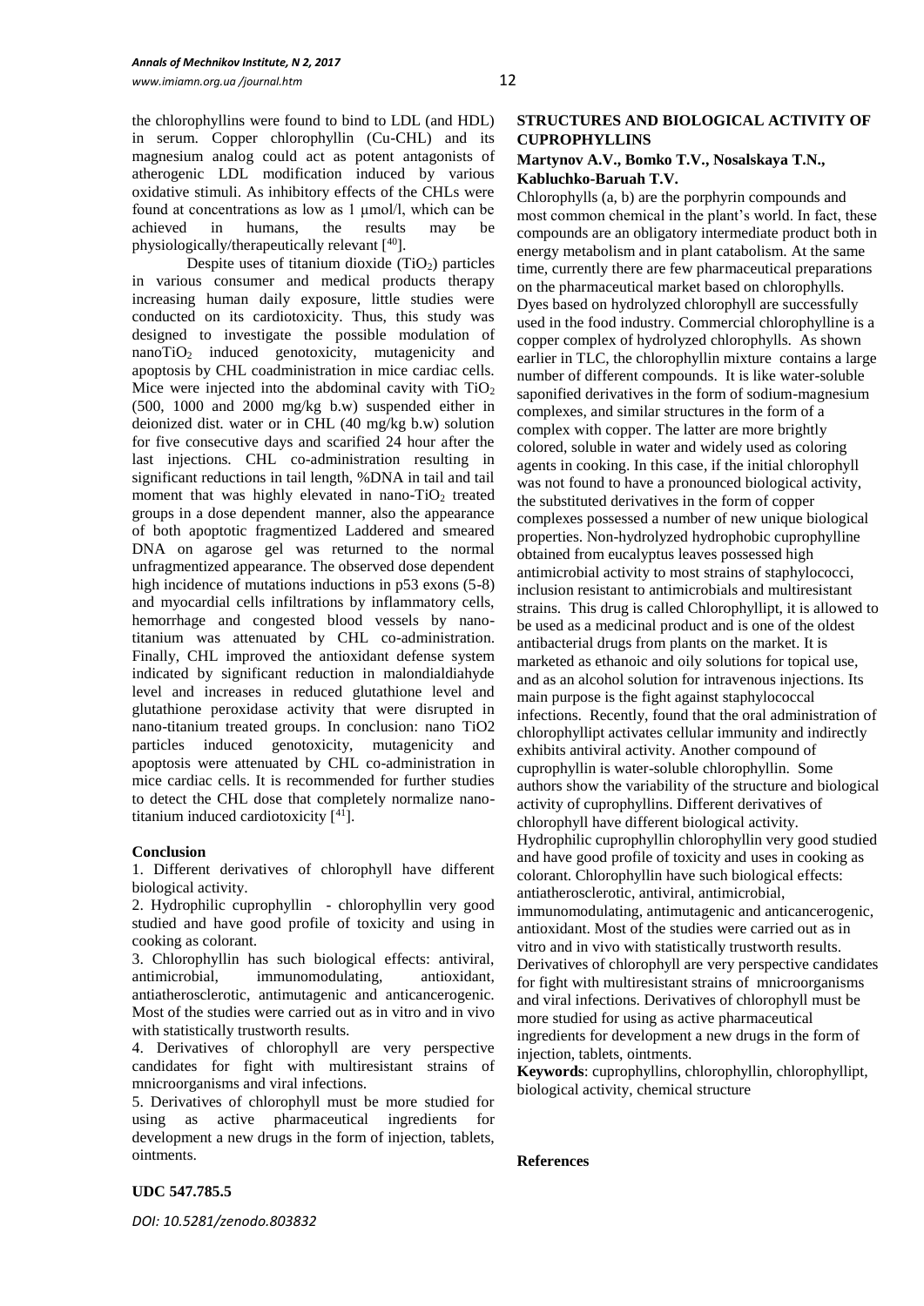the chlorophyllins were found to bind to LDL (and HDL) in serum. Copper chlorophyllin (Cu-CHL) and its magnesium analog could act as potent antagonists of atherogenic LDL modification induced by various oxidative stimuli. As inhibitory effects of the CHLs were found at concentrations as low as 1 μmol/l, which can be achieved in humans, the results may be physiologically/therapeutically relevant [40].

Despite uses of titanium dioxide ($TiO_2$) particles in various consumer and medical products therapy increasing human daily exposure, little studies were conducted on its cardiotoxicity. Thus, this study was designed to investigate the possible modulation of nano$TiO_2$ induced genotoxicity, mutagenicity and apoptosis by CHL coadministration in mice cardiac cells. Mice were injected into the abdominal cavity with $TiO_2$ (500, 1000 and 2000 mg/kg b.w) suspended either in deionized dist. water or in CHL (40 mg/kg b.w) solution for five consecutive days and scarified 24 hour after the last injections. CHL co-administration resulting in significant reductions in tail length, %DNA in tail and tail moment that was highly elevated in nano-$TiO_2$ treated groups in a dose dependent manner, also the appearance of both apoptotic fragmentized Laddered and smeared DNA on agarose gel was returned to the normal unfragmentized appearance. The observed dose dependent high incidence of mutations inductions in p53 exons (5-8) and myocardial cells infiltrations by inflammatory cells, hemorrhage and congested blood vessels by nano-titanium was attenuated by CHL co-administration. Finally, CHL improved the antioxidant defense system indicated by significant reduction in malondialdiahyde level and increases in reduced glutathione level and glutathione peroxidase activity that were disrupted in nano-titanium treated groups. In conclusion: nano TiO2 particles induced genotoxicity, mutagenicity and apoptosis were attenuated by CHL co-administration in mice cardiac cells. It is recommended for further studies to detect the CHL dose that completely normalize nano-titanium induced cardiotoxicity [41].

**Conclusion**

1. Different derivatives of chlorophyll have different biological activity.
2. Hydrophilic cuprophyllin - chlorophyllin very good studied and have good profile of toxicity and using in cooking as colorant.
3. Chlorophyllin has such biological effects: antiviral, antimicrobial, immunomodulating, antioxidant, antiatherosclerotic, antimutagenic and anticancerogenic. Most of the studies were carried out as in vitro and in vivo with statistically trustworth results.
4. Derivatives of chlorophyll are very perspective candidates for fight with multiresistant strains of mnicroorganisms and viral infections.
5. Derivatives of chlorophyll must be more studied for using as active pharmaceutical ingredients for development a new drugs in the form of injection, tablets, ointments.

**UDC 547.785.5**

*DOI: 10.5281/zenodo.803832*

## STRUCTURES AND BIOLOGICAL ACTIVITY OF CUPROPHYLLINS

**Martynov A.V., Bomko T.V., Nosalskaya T.N., Kabluchko-Baruah T.V.**

Chlorophylls (a, b) are the porphyrin compounds and most common chemical in the plant's world. In fact, these compounds are an obligatory intermediate product both in energy metabolism and in plant catabolism. At the same time, currently there are few pharmaceutical preparations on the pharmaceutical market based on chlorophylls. Dyes based on hydrolyzed chlorophyll are successfully used in the food industry. Commercial chlorophylline is a copper complex of hydrolyzed chlorophylls. As shown earlier in TLC, the chlorophyllin mixture contains a large number of different compounds. It is like water-soluble saponified derivatives in the form of sodium-magnesium complexes, and similar structures in the form of a complex with copper. The latter are more brightly colored, soluble in water and widely used as coloring agents in cooking. In this case, if the initial chlorophyll was not found to have a pronounced biological activity, the substituted derivatives in the form of copper complexes possessed a number of new unique biological properties. Non-hydrolyzed hydrophobic cuprophylline obtained from eucalyptus leaves possessed high antimicrobial activity to most strains of staphylococci, inclusion resistant to antimicrobials and multiresistant strains. This drug is called Chlorophyllipt, it is allowed to be used as a medicinal product and is one of the oldest antibacterial drugs from plants on the market. It is marketed as ethanoic and oily solutions for topical use, and as an alcohol solution for intravenous injections. Its main purpose is the fight against staphylococcal infections. Recently, found that the oral administration of chlorophyllipt activates cellular immunity and indirectly exhibits antiviral activity. Another compound of cuprophyllin is water-soluble chlorophyllin. Some authors show the variability of the structure and biological activity of cuprophyllins. Different derivatives of chlorophyll have different biological activity. Hydrophilic cuprophyllin chlorophyllin very good studied and have good profile of toxicity and uses in cooking as colorant. Chlorophyllin have such biological effects: antiatherosclerotic, antiviral, antimicrobial, immunomodulating, antimutagenic and anticancerogenic, antioxidant. Most of the studies were carried out as in vitro and in vivo with statistically trustworth results. Derivatives of chlorophyll are very perspective candidates for fight with multiresistant strains of mnicroorganisms and viral infections. Derivatives of chlorophyll must be more studied for using as active pharmaceutical ingredients for development a new drugs in the form of injection, tablets, ointments.

**Keywords**: cuprophyllins, chlorophyllin, chlorophyllipt, biological activity, chemical structure

**References**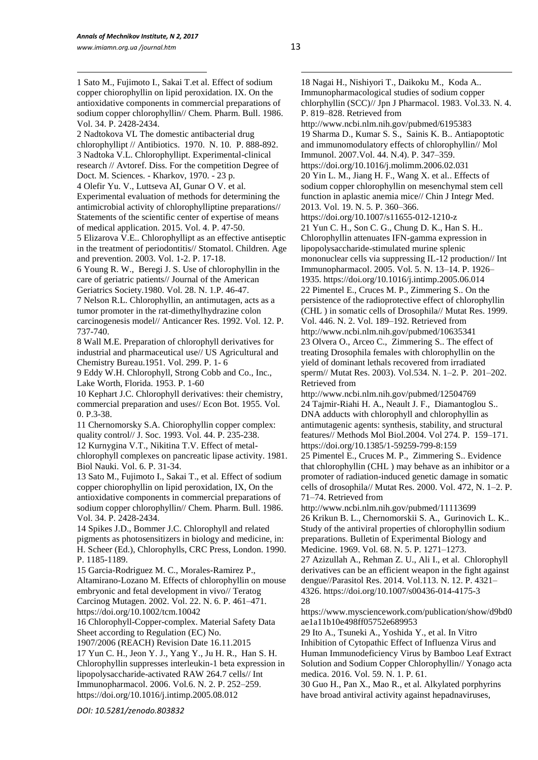1 Sato M., Fujimoto I., Sakai T.et al. Effect of sodium copper chiorophyllin on lipid peroxidation. IX. On the antioxidative components in commercial preparations of sodium copper chlorophyllin// Chem. Pharm. Bull. 1986. Vol. 34. P. 2428-2434.

2 Nadtokova VL The domestic antibacterial drug chlorophyllipt // Antibiotics. 1970. N. 10. P. 888-892.

3 Nadtoka V.L. Chlorophyllipt. Experimental-clinical research // Avtoref. Diss. For the competition Degree of Doct. M. Sciences. - Kharkov, 1970. - 23 p.

4 Olefir Yu. V., Luttseva AI, Gunar O V. et al. Experimental evaluation of methods for determining the antimicrobial activity of chlorophylliptine preparations// Statements of the scientific center of expertise of means of medical application. 2015. Vol. 4. P. 47-50.

5 Elizarova V.E.. Chlorophyllipt as an effective antiseptic in the treatment of periodontitis// Stomatol. Children. Age and prevention. 2003. Vol. 1-2. P. 17-18.

6 Young R. W., Beregi J. S. Use of chlorophyllin in the care of geriatric patients// Journal of the American Geriatrics Society.1980. Vol. 28. N. 1.P. 46-47.

7 Nelson R.L. Chlorophyllin, an antimutagen, acts as a tumor promoter in the rat-dimethylhydrazine colon carcinogenesis model// Anticancer Res. 1992. Vol. 12. P. 737-740.

8 Wall M.E. Preparation of chlorophyll derivatives for industrial and pharmaceutical use// US Agricultural and Chemistry Bureau.1951. Vol. 299. P. 1- 6

9 Eddy W.H. Chlorophyll, Strong Cobb and Co., Inc., Lake Worth, Florida. 1953. P. 1-60

10 Kephart J.C. Chlorophyll derivatives: their chemistry, commercial preparation and uses// Econ Bot. 1955. Vol. 0. P.3-38.

11 Chernomorsky S.A. Chiorophyllin copper complex: quality control// J. Soc. 1993. Vol. 44. P. 235-238.

12 Kurnygina V.T., Nikitina T.V. Effect of metal-chlorophyll complexes on pancreatic lipase activity. 1981. Biol Nauki. Vol. 6. P. 31-34.

13 Sato M., Fujimoto I., Sakai T., et al. Effect of sodium copper chiorophyllin on lipid peroxidation, IX, On the antioxidative components in commercial preparations of sodium copper chlorophyllin// Chem. Pharm. Bull. 1986. Vol. 34. P. 2428-2434.

14 Spikes J.D., Bommer J.C. Chlorophyll and related pigments as photosensitizers in biology and medicine, in: H. Scheer (Ed.), Chlorophylls, CRC Press, London. 1990. P. 1185-1189.

15 Garcia-Rodriguez M. C., Morales-Ramirez P., Altamirano-Lozano M. Effects of chlorophyllin on mouse embryonic and fetal development in vivo// Teratog Carcinog Mutagen. 2002. Vol. 22. N. 6. P. 461–471. https://doi.org/10.1002/tcm.10042

16 Chlorophyll-Copper-complex. Material Safety Data Sheet according to Regulation (EC) No. 1907/2006 (REACH) Revision Date 16.11.2015

17 Yun C. H., Jeon Y. J., Yang Y., Ju H. R., Han S. H. Chlorophyllin suppresses interleukin-1 beta expression in lipopolysaccharide-activated RAW 264.7 cells// Int Immunopharmacol. 2006. Vol.6. N. 2. P. 252–259. https://doi.org/10.1016/j.intimp.2005.08.012

18 Nagai H., Nishiyori T., Daikoku M., Koda A.. Immunopharmacological studies of sodium copper chlorphyllin (SCC)// Jpn J Pharmacol. 1983. Vol.33. N. 4. P. 819–828. Retrieved from http://www.ncbi.nlm.nih.gov/pubmed/6195383

19 Sharma D., Kumar S. S., Sainis K. B.. Antiapoptotic and immunomodulatory effects of chlorophyllin// Mol Immunol. 2007.Vol. 44. N.4). P. 347–359. https://doi.org/10.1016/j.molimm.2006.02.031

20 Yin L. M., Jiang H. F., Wang X. et al.. Effects of sodium copper chlorophyllin on mesenchymal stem cell function in aplastic anemia mice// Chin J Integr Med. 2013. Vol. 19. N. 5. P. 360–366. https://doi.org/10.1007/s11655-012-1210-z

21 Yun C. H., Son C. G., Chung D. K., Han S. H.. Chlorophyllin attenuates IFN-gamma expression in lipopolysaccharide-stimulated murine splenic mononuclear cells via suppressing IL-12 production// Int Immunopharmacol. 2005. Vol. 5. N. 13–14. P. 1926–1935. https://doi.org/10.1016/j.intimp.2005.06.014

22 Pimentel E., Cruces M. P., Zimmering S.. On the persistence of the radioprotective effect of chlorophyllin (CHL ) in somatic cells of Drosophila// Mutat Res. 1999. Vol. 446. N. 2. Vol. 189–192. Retrieved from http://www.ncbi.nlm.nih.gov/pubmed/10635341

23 Olvera O., Arceo C., Zimmering S.. The effect of treating Drosophila females with chlorophyllin on the yield of dominant lethals recovered from irradiated sperm// Mutat Res. 2003). Vol.534. N. 1–2. P. 201–202. Retrieved from http://www.ncbi.nlm.nih.gov/pubmed/12504769

24 Tajmir-Riahi H. A., Neault J. F., Diamantoglou S.. DNA adducts with chlorophyll and chlorophyllin as antimutagenic agents: synthesis, stability, and structural features// Methods Mol Biol.2004. Vol 274. P. 159–171. https://doi.org/10.1385/1-59259-799-8:159

25 Pimentel E., Cruces M. P., Zimmering S.. Evidence that chlorophyllin (CHL ) may behave as an inhibitor or a promoter of radiation-induced genetic damage in somatic cells of drosophila// Mutat Res. 2000. Vol. 472, N. 1–2. P. 71–74. Retrieved from http://www.ncbi.nlm.nih.gov/pubmed/11113699

26 Krikun B. L., Chernomorskii S. A., Gurinovich L. K.. Study of the antiviral properties of chlorophyllin sodium preparations. Bulletin of Experimental Biology and Medicine. 1969. Vol. 68. N. 5. P. 1271–1273.

27 Azizullah A., Rehman Z. U., Ali I., et al. Chlorophyll derivatives can be an efficient weapon in the fight against dengue//Parasitol Res. 2014. Vol.113. N. 12. P. 4321–4326. https://doi.org/10.1007/s00436-014-4175-3

28 https://www.mysciencework.com/publication/show/d9bd0ae1a11b10e498ff05752e689953

29 Ito A., Tsuneki A., Yoshida Y., et al. In Vitro Inhibition of Cytopathic Effect of Influenza Virus and Human Immunodeficiency Virus by Bamboo Leaf Extract Solution and Sodium Copper Chlorophyllin// Yonago acta medica. 2016. Vol. 59. N. 1. P. 61.

30 Guo H., Pan X., Mao R., et al. Alkylated porphyrins have broad antiviral activity against hepadnaviruses,

DOI: 10.5281/zenodo.803832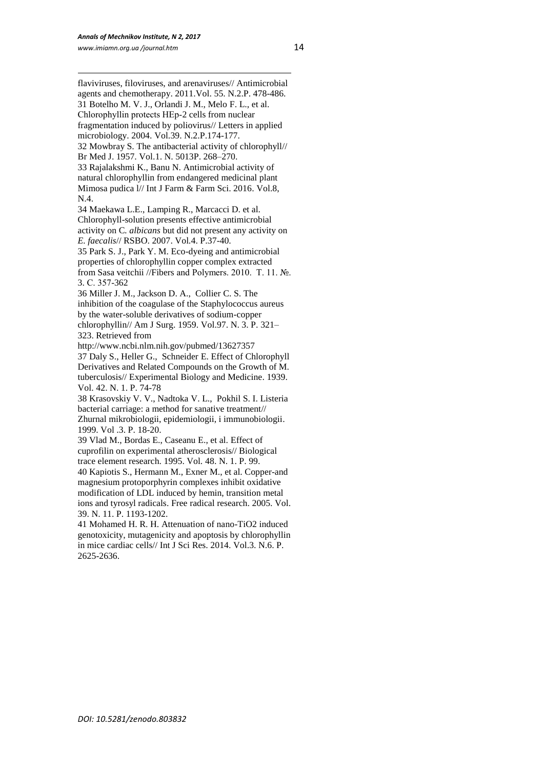flaviviruses, filoviruses, and arenaviruses// Antimicrobial agents and chemotherapy. 2011.Vol. 55. N.2.P. 478-486.

31 Botelho M. V. J., Orlandi J. M., Melo F. L., et al. Chlorophyllin protects HEp-2 cells from nuclear fragmentation induced by poliovirus// Letters in applied microbiology. 2004. Vol.39. N.2.P.174-177.

32 Mowbray S. The antibacterial activity of chlorophyll// Br Med J. 1957. Vol.1. N. 5013P. 268–270.

33 Rajalakshmi K., Banu N. Antimicrobial activity of natural chlorophyllin from endangered medicinal plant Mimosa pudica l// Int J Farm & Farm Sci. 2016. Vol.8, N.4.

34 Maekawa L.E., Lamping R., Marcacci D. et al. Chlorophyll-solution presents effective antimicrobial activity on C. *albicans* but did not present any activity on *E. faecalis*// RSBO. 2007. Vol.4. P.37-40.

35 Park S. J., Park Y. M. Eco-dyeing and antimicrobial properties of chlorophyllin copper complex extracted from Sasa veitchii //Fibers and Polymers. 2010. Т. 11. №. 3. С. 357-362

36 Miller J. M., Jackson D. A., Collier C. S. The inhibition of the coagulase of the Staphylococcus aureus by the water-soluble derivatives of sodium-copper chlorophyllin// Am J Surg. 1959. Vol.97. N. 3. P. 321–323. Retrieved from http://www.ncbi.nlm.nih.gov/pubmed/13627357

37 Daly S., Heller G., Schneider E. Effect of Chlorophyll Derivatives and Related Compounds on the Growth of M. tuberculosis// Experimental Biology and Medicine. 1939. Vol. 42. N. 1. P. 74-78

38 Krasovskiy V. V., Nadtoka V. L., Pokhil S. I. Listeria bacterial carriage: a method for sanative treatment// Zhurnal mikrobiologii, epidemiologii, i immunobiologii. 1999. Vol .3. P. 18-20.

39 Vlad M., Bordas E., Caseanu E., et al. Effect of cuprofilin on experimental atherosclerosis// Biological trace element research. 1995. Vol. 48. N. 1. P. 99.

40 Kapiotis S., Hermann M., Exner M., et al. Copper-and magnesium protoporphyrin complexes inhibit oxidative modification of LDL induced by hemin, transition metal ions and tyrosyl radicals. Free radical research. 2005. Vol. 39. N. 11. P. 1193-1202.

41 Mohamed H. R. H. Attenuation of nano-TiO2 induced genotoxicity, mutagenicity and apoptosis by chlorophyllin in mice cardiac cells// Int J Sci Res. 2014. Vol.3. N.6. P. 2625-2636.